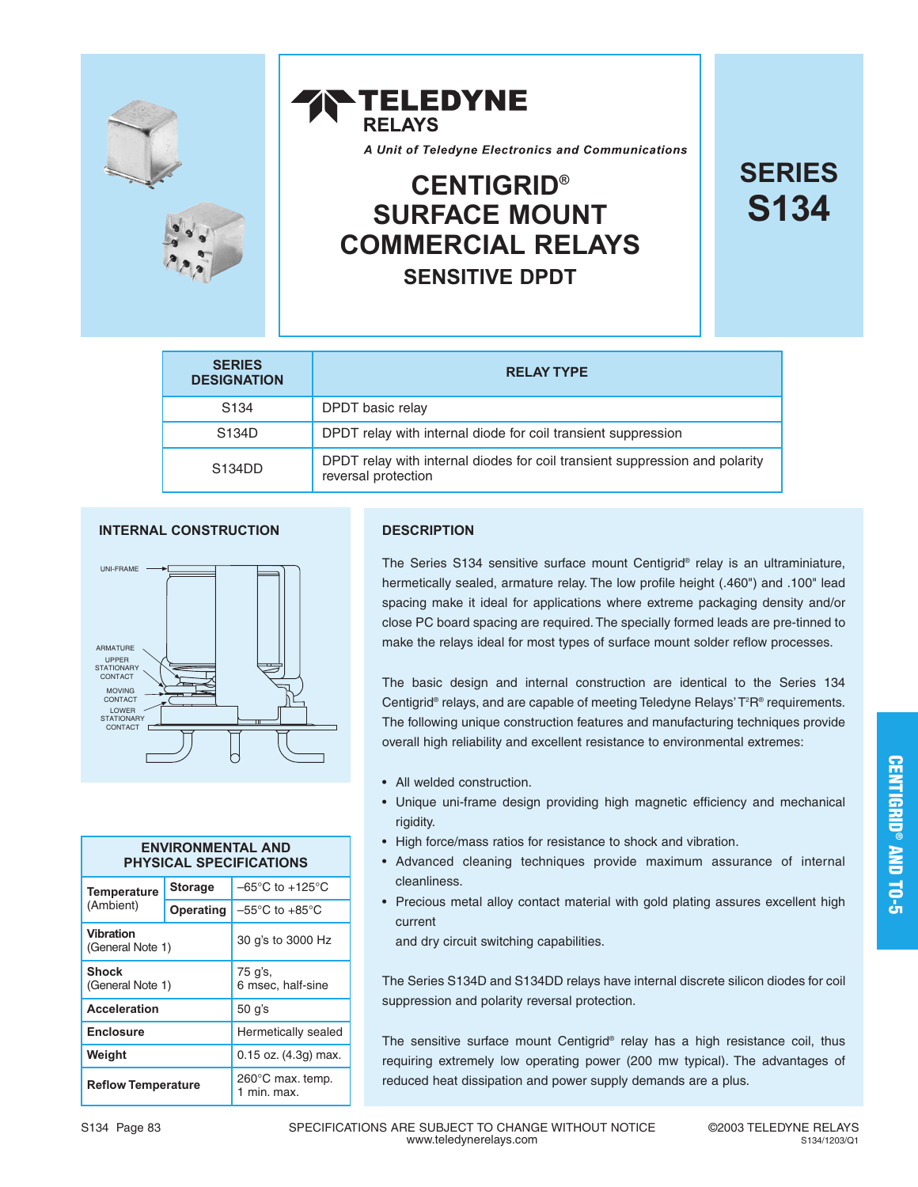# TELEDYNE RELAYS

*A Unit of Teledyne Electronics and Communications*

# CENTIGRID® SURFACE MOUNT COMMERCIAL RELAYS

## SENSITIVE DPDT

# SERIES S134

| SERIES DESIGNATION | RELAY TYPE |
|---|---|
| S134 | DPDT basic relay |
| S134D | DPDT relay with internal diode for coil transient suppression |
| S134DD | DPDT relay with internal diodes for coil transient suppression and polarity reversal protection |

### INTERNAL CONSTRUCTION

UNI-FRAME

ARMATURE

UPPER STATIONARY CONTACT

MOVING CONTACT

LOWER STATIONARY CONTACT

### ENVIRONMENTAL AND PHYSICAL SPECIFICATIONS

| | | |
|---|---|---|
| **Temperature** (Ambient) | **Storage** | –65°C to +125°C |
| | **Operating** | –55°C to +85°C |
| **Vibration** (General Note 1) | | 30 g's to 3000 Hz |
| **Shock** (General Note 1) | | 75 g's, 6 msec, half-sine |
| **Acceleration** | | 50 g's |
| **Enclosure** | | Hermetically sealed |
| **Weight** | | 0.15 oz. (4.3g) max. |
| **Reflow Temperature** | | 260°C max. temp. 1 min. max. |

### DESCRIPTION

The Series S134 sensitive surface mount Centigrid® relay is an ultraminiature, hermetically sealed, armature relay. The low profile height (.460") and .100" lead spacing make it ideal for applications where extreme packaging density and/or close PC board spacing are required. The specially formed leads are pre-tinned to make the relays ideal for most types of surface mount solder reflow processes.

The basic design and internal construction are identical to the Series 134 Centigrid® relays, and are capable of meeting Teledyne Relays' T²R® requirements. The following unique construction features and manufacturing techniques provide overall high reliability and excellent resistance to environmental extremes:

- All welded construction.
- Unique uni-frame design providing high magnetic efficiency and mechanical rigidity.
- High force/mass ratios for resistance to shock and vibration.
- Advanced cleaning techniques provide maximum assurance of internal cleanliness.
- Precious metal alloy contact material with gold plating assures excellent high current
  and dry circuit switching capabilities.

The Series S134D and S134DD relays have internal discrete silicon diodes for coil suppression and polarity reversal protection.

The sensitive surface mount Centigrid® relay has a high resistance coil, thus requiring extremely low operating power (200 mw typical). The advantages of reduced heat dissipation and power supply demands are a plus.

CENTIGRID® AND TO-5

SPECIFICATIONS ARE SUBJECT TO CHANGE WITHOUT NOTICE
www.teledynerelays.com

©2003 TELEDYNE RELAYS
S134/1203/Q1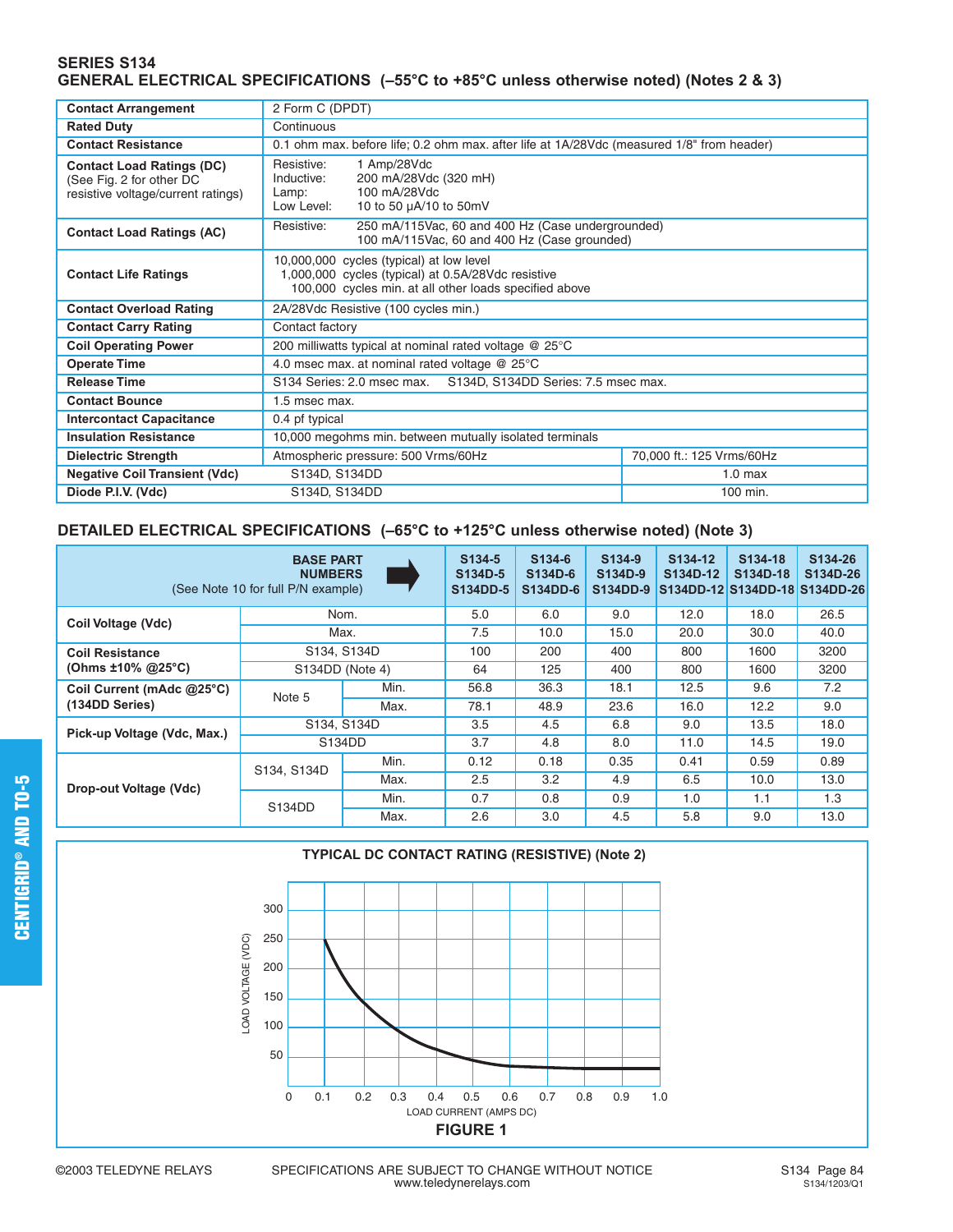## SERIES S134
## GENERAL ELECTRICAL SPECIFICATIONS (–55°C to +85°C unless otherwise noted) (Notes 2 & 3)

| | | |
|---|---|---|
| **Contact Arrangement** | 2 Form C (DPDT) | |
| **Rated Duty** | Continuous | |
| **Contact Resistance** | 0.1 ohm max. before life; 0.2 ohm max. after life at 1A/28Vdc (measured 1/8" from header) | |
| **Contact Load Ratings (DC)** (See Fig. 2 for other DC resistive voltage/current ratings) | Resistive: 1 Amp/28Vdc<br>Inductive: 200 mA/28Vdc (320 mH)<br>Lamp: 100 mA/28Vdc<br>Low Level: 10 to 50 µA/10 to 50mV | |
| **Contact Load Ratings (AC)** | Resistive: 250 mA/115Vac, 60 and 400 Hz (Case undergrounded)<br>100 mA/115Vac, 60 and 400 Hz (Case grounded) | |
| **Contact Life Ratings** | 10,000,000 cycles (typical) at low level<br>1,000,000 cycles (typical) at 0.5A/28Vdc resistive<br>100,000 cycles min. at all other loads specified above | |
| **Contact Overload Rating** | 2A/28Vdc Resistive (100 cycles min.) | |
| **Contact Carry Rating** | Contact factory | |
| **Coil Operating Power** | 200 milliwatts typical at nominal rated voltage @ 25°C | |
| **Operate Time** | 4.0 msec max. at nominal rated voltage @ 25°C | |
| **Release Time** | S134 Series: 2.0 msec max. S134D, S134DD Series: 7.5 msec max. | |
| **Contact Bounce** | 1.5 msec max. | |
| **Intercontact Capacitance** | 0.4 pf typical | |
| **Insulation Resistance** | 10,000 megohms min. between mutually isolated terminals | |
| **Dielectric Strength** | Atmospheric pressure: 500 Vrms/60Hz | 70,000 ft.: 125 Vrms/60Hz |
| **Negative Coil Transient (Vdc)** | S134D, S134DD | 1.0 max |
| **Diode P.I.V. (Vdc)** | S134D, S134DD | 100 min. |

## DETAILED ELECTRICAL SPECIFICATIONS (–65°C to +125°C unless otherwise noted) (Note 3)

| **BASE PART NUMBERS** (See Note 10 for full P/N example) | | | S134-5<br>S134D-5<br>S134DD-5 | S134-6<br>S134D-6<br>S134DD-6 | S134-9<br>S134D-9<br>S134DD-9 | S134-12<br>S134D-12<br>S134DD-12 | S134-18<br>S134D-18<br>S134DD-18 | S134-26<br>S134D-26<br>S134DD-26 |
|---|---|---|---|---|---|---|---|---|
| **Coil Voltage (Vdc)** | Nom. | | 5.0 | 6.0 | 9.0 | 12.0 | 18.0 | 26.5 |
| | Max. | | 7.5 | 10.0 | 15.0 | 20.0 | 30.0 | 40.0 |
| **Coil Resistance (Ohms ±10% @25°C)** | S134, S134D | | 100 | 200 | 400 | 800 | 1600 | 3200 |
| | S134DD (Note 4) | | 64 | 125 | 400 | 800 | 1600 | 3200 |
| **Coil Current (mAdc @25°C) (134DD Series)** | Note 5 | Min. | 56.8 | 36.3 | 18.1 | 12.5 | 9.6 | 7.2 |
| | | Max. | 78.1 | 48.9 | 23.6 | 16.0 | 12.2 | 9.0 |
| **Pick-up Voltage (Vdc, Max.)** | S134, S134D | | 3.5 | 4.5 | 6.8 | 9.0 | 13.5 | 18.0 |
| | S134DD | | 3.7 | 4.8 | 8.0 | 11.0 | 14.5 | 19.0 |
| **Drop-out Voltage (Vdc)** | S134, S134D | Min. | 0.12 | 0.18 | 0.35 | 0.41 | 0.59 | 0.89 |
| | | Max. | 2.5 | 3.2 | 4.9 | 6.5 | 10.0 | 13.0 |
| | S134DD | Min. | 0.7 | 0.8 | 0.9 | 1.0 | 1.1 | 1.3 |
| | | Max. | 2.6 | 3.0 | 4.5 | 5.8 | 9.0 | 13.0 |

**TYPICAL DC CONTACT RATING (RESISTIVE) (Note 2)**

LOAD VOLTAGE (VDC)

300
250
200
150
100
50

0 0.1 0.2 0.3 0.4 0.5 0.6 0.7 0.8 0.9 1.0

LOAD CURRENT (AMPS DC)

**FIGURE 1**

CENTIGRID® AND TO-5

©2003 TELEDYNE RELAYS SPECIFICATIONS ARE SUBJECT TO CHANGE WITHOUT NOTICE www.teledynerelays.com S134/1203/Q1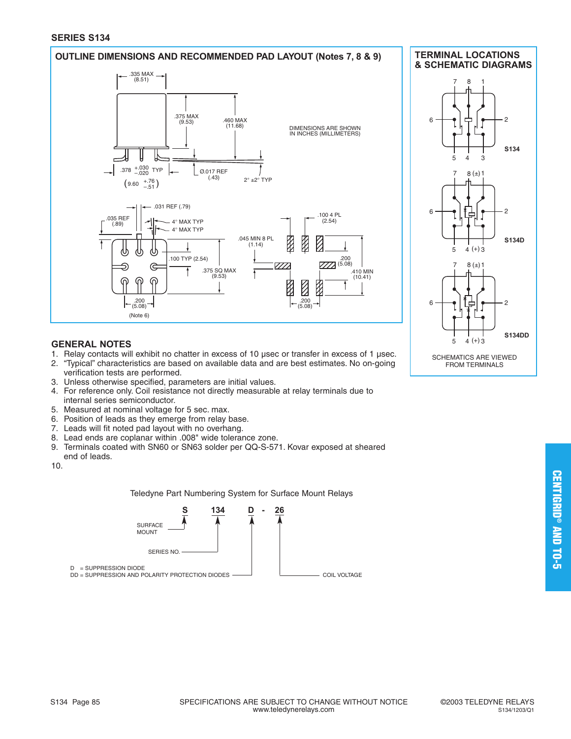## SERIES S134

### OUTLINE DIMENSIONS AND RECOMMENDED PAD LAYOUT (Notes 7, 8 & 9)

.335 MAX (8.51)

.375 MAX (9.53)

.460 MAX (11.68)

DIMENSIONS ARE SHOWN IN INCHES (MILLIMETERS)

.378 +.030 −.020 TYP (9.60 +.76 −.51)

Ø.017 REF (.43)

2° ±2° TYP

.031 REF (.79)

.035 REF (.89)

4° MAX TYP

4° MAX TYP

.100 TYP (2.54)

.375 SQ MAX (9.53)

.200 (5.08)

(Note 6)

.045 MIN 8 PL (1.14)

.100 4 PL (2.54)

.200 (5.08)

.410 MIN (10.41)

.200 (5.08)

### TERMINAL LOCATIONS & SCHEMATIC DIAGRAMS

S134

S134D

S134DD

SCHEMATICS ARE VIEWED FROM TERMINALS

## GENERAL NOTES

1. Relay contacts will exhibit no chatter in excess of 10 µsec or transfer in excess of 1 µsec.
2. "Typical" characteristics are based on available data and are best estimates. No on-going verification tests are performed.
3. Unless otherwise specified, parameters are initial values.
4. For reference only. Coil resistance not directly measurable at relay terminals due to internal series semiconductor.
5. Measured at nominal voltage for 5 sec. max.
6. Position of leads as they emerge from relay base.
7. Leads will fit noted pad layout with no overhang.
8. Lead ends are coplanar within .008" wide tolerance zone.
9. Terminals coated with SN60 or SN63 solder per QQ-S-571. Kovar exposed at sheared end of leads.
10.

Teledyne Part Numbering System for Surface Mount Relays

**S 134 D - 26**

- S — SURFACE MOUNT
- 134 — SERIES NO.
- D — D = SUPPRESSION DIODE; DD = SUPPRESSION AND POLARITY PROTECTION DIODES
- 26 — COIL VOLTAGE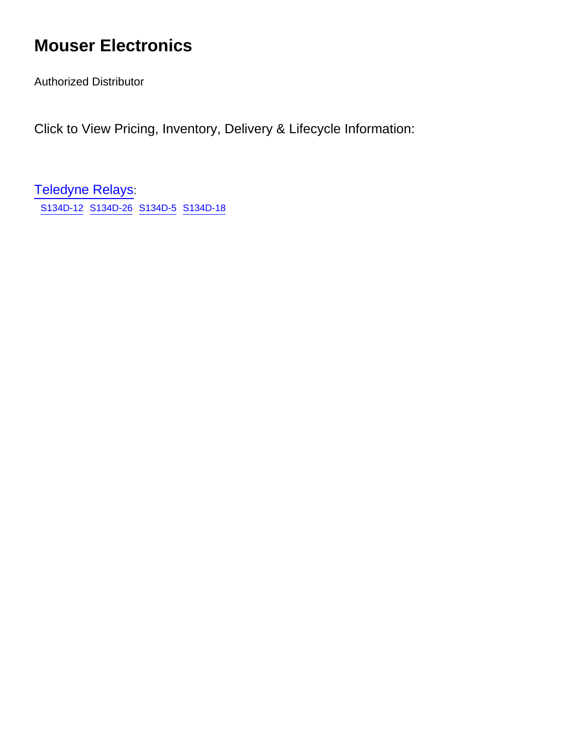# Mouser Electronics

Authorized Distributor

Click to View Pricing, Inventory, Delivery & Lifecycle Information:

Teledyne Relays:

S134D-12 S134D-26 S134D-5 S134D-18